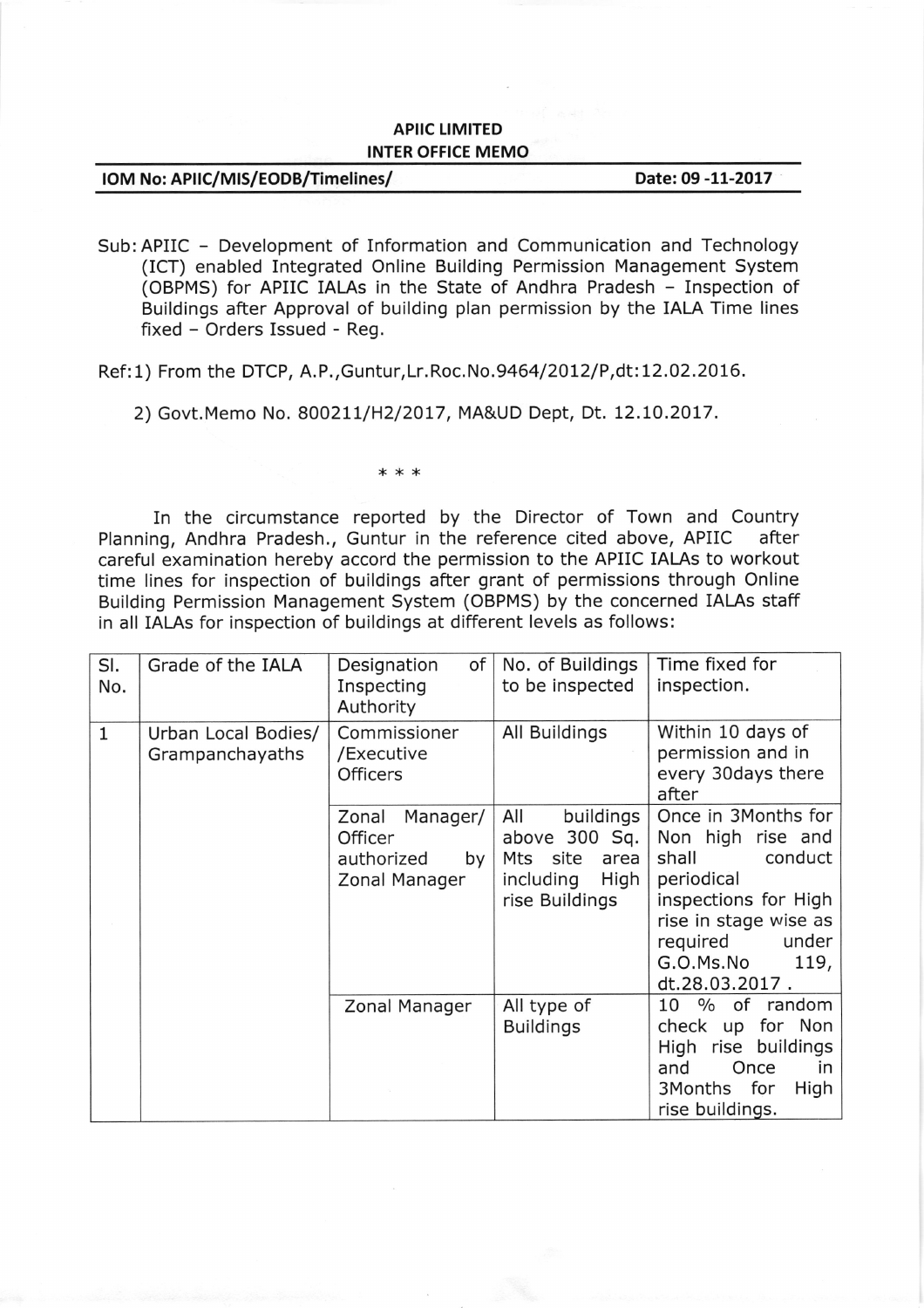**APIIC LIMITED**
**INTER OFFICE MEMO**

**IOM No: APIIC/MIS/EODB/Timelines/** **Date: 09 -11-2017**

Sub: APIIC – Development of Information and Communication and Technology (ICT) enabled Integrated Online Building Permission Management System (OBPMS) for APIIC IALAs in the State of Andhra Pradesh – Inspection of Buildings after Approval of building plan permission by the IALA Time lines fixed – Orders Issued - Reg.

Ref: 1) From the DTCP, A.P.,Guntur,Lr.Roc.No.9464/2012/P,dt:12.02.2016.

2) Govt.Memo No. 800211/H2/2017, MA&UD Dept, Dt. 12.10.2017.

\* \* \*

In the circumstance reported by the Director of Town and Country Planning, Andhra Pradesh., Guntur in the reference cited above, APIIC after careful examination hereby accord the permission to the APIIC IALAs to workout time lines for inspection of buildings after grant of permissions through Online Building Permission Management System (OBPMS) by the concerned IALAs staff in all IALAs for inspection of buildings at different levels as follows:

| Sl. No. | Grade of the IALA | Designation of Inspecting Authority | No. of Buildings to be inspected | Time fixed for inspection. |
|---|---|---|---|---|
| 1 | Urban Local Bodies/ Grampanchayaths | Commissioner /Executive Officers | All Buildings | Within 10 days of permission and in every 30days there after |
| | | Zonal Manager/ Officer authorized by Zonal Manager | All buildings above 300 Sq. Mts site area including High rise Buildings | Once in 3Months for Non high rise and shall conduct periodical inspections for High rise in stage wise as required under G.O.Ms.No 119, dt.28.03.2017 . |
| | | Zonal Manager | All type of Buildings | 10 % of random check up for Non High rise buildings and Once in 3Months for High rise buildings. |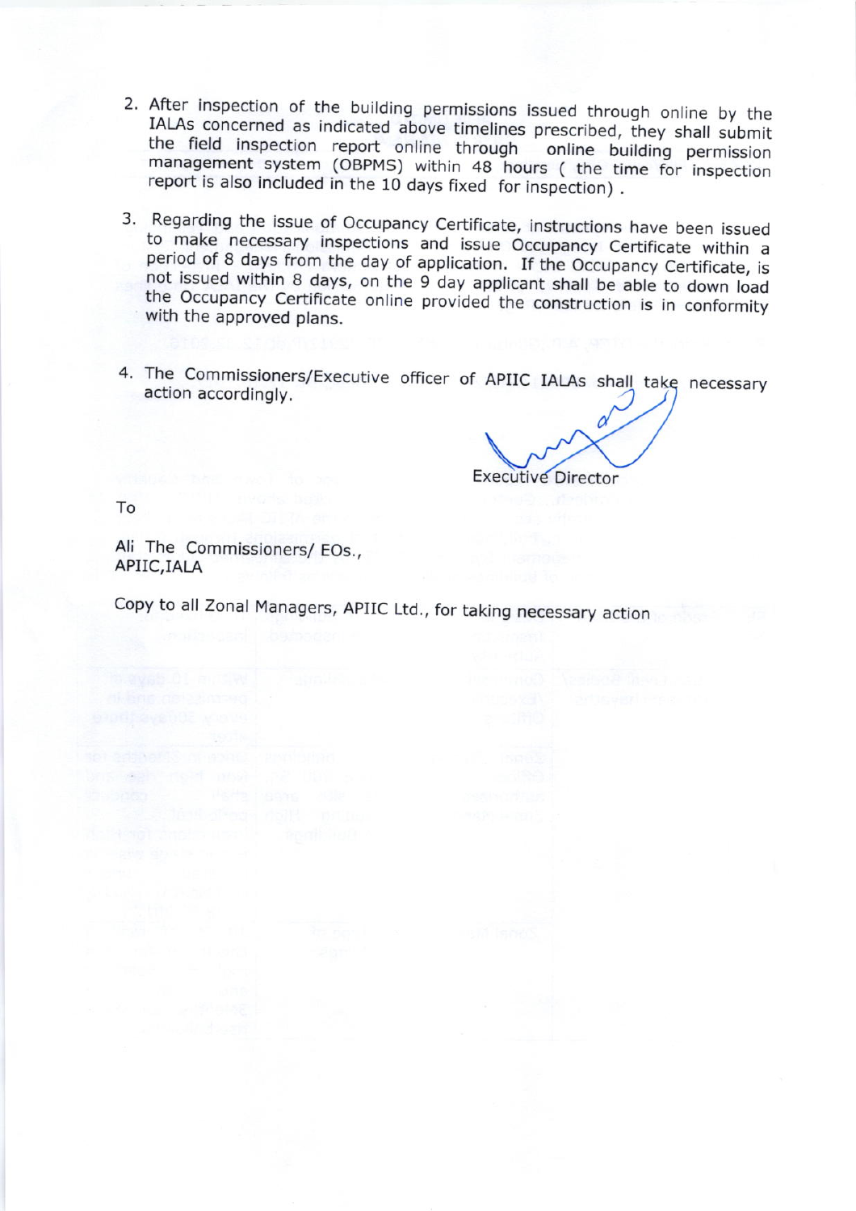2. After inspection of the building permissions issued through online by the IALAs concerned as indicated above timelines prescribed, they shall submit the field inspection report online through online building permission management system (OBPMS) within 48 hours ( the time for inspection report is also included in the 10 days fixed for inspection) .

3. Regarding the issue of Occupancy Certificate, instructions have been issued to make necessary inspections and issue Occupancy Certificate within a period of 8 days from the day of application. If the Occupancy Certificate, is not issued within 8 days, on the 9 day applicant shall be able to down load the Occupancy Certificate online provided the construction is in conformity with the approved plans.

4. The Commissioners/Executive officer of APIIC IALAs shall take necessary action accordingly.

Executive Director

To

All The Commissioners/ EOs.,
APIIC,IALA

Copy to all Zonal Managers, APIIC Ltd., for taking necessary action